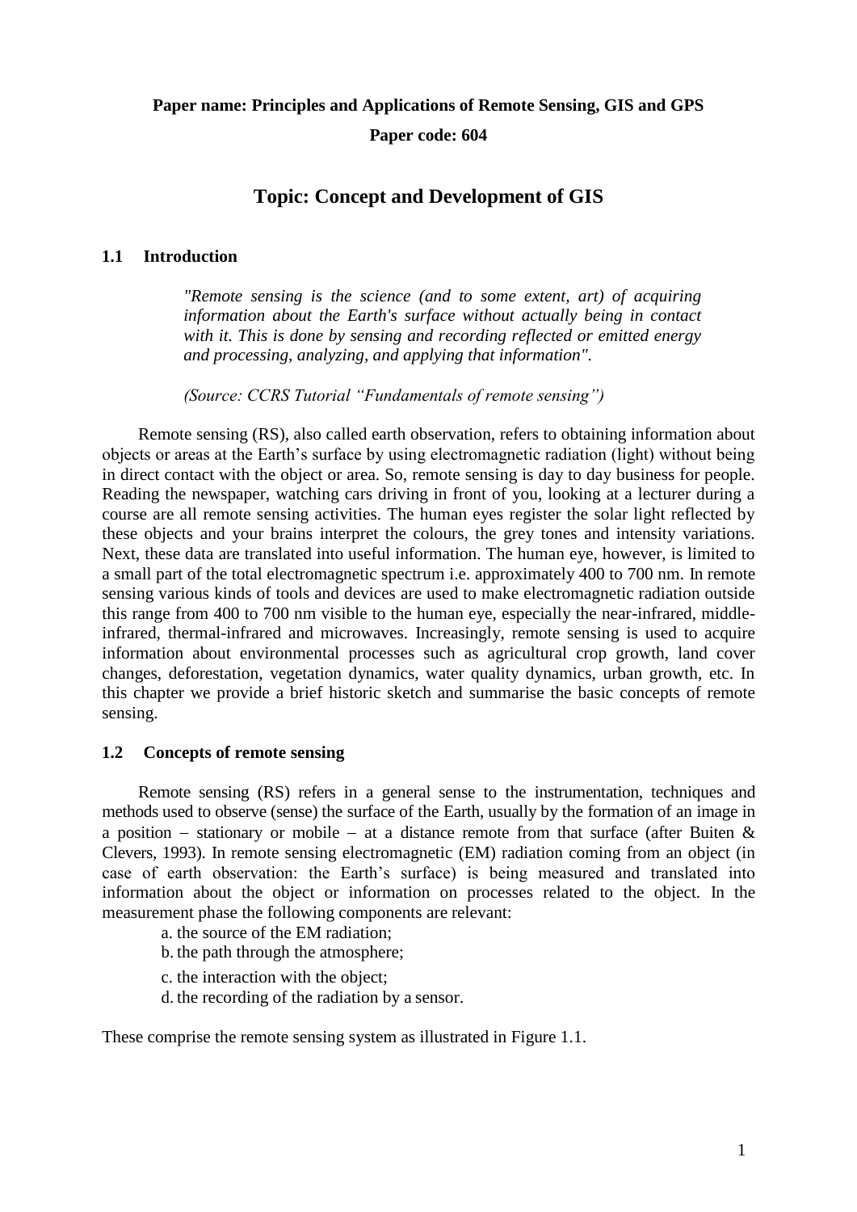**Paper name: Principles and Applications of Remote Sensing, GIS and GPS**

**Paper code: 604**

# Topic: Concept and Development of GIS

## 1.1 Introduction

> *"Remote sensing is the science (and to some extent, art) of acquiring information about the Earth's surface without actually being in contact with it. This is done by sensing and recording reflected or emitted energy and processing, analyzing, and applying that information".*
>
> *(Source: CCRS Tutorial "Fundamentals of remote sensing")*

Remote sensing (RS), also called earth observation, refers to obtaining information about objects or areas at the Earth's surface by using electromagnetic radiation (light) without being in direct contact with the object or area. So, remote sensing is day to day business for people. Reading the newspaper, watching cars driving in front of you, looking at a lecturer during a course are all remote sensing activities. The human eyes register the solar light reflected by these objects and your brains interpret the colours, the grey tones and intensity variations. Next, these data are translated into useful information. The human eye, however, is limited to a small part of the total electromagnetic spectrum i.e. approximately 400 to 700 nm. In remote sensing various kinds of tools and devices are used to make electromagnetic radiation outside this range from 400 to 700 nm visible to the human eye, especially the near-infrared, middle-infrared, thermal-infrared and microwaves. Increasingly, remote sensing is used to acquire information about environmental processes such as agricultural crop growth, land cover changes, deforestation, vegetation dynamics, water quality dynamics, urban growth, etc. In this chapter we provide a brief historic sketch and summarise the basic concepts of remote sensing.

## 1.2 Concepts of remote sensing

Remote sensing (RS) refers in a general sense to the instrumentation, techniques and methods used to observe (sense) the surface of the Earth, usually by the formation of an image in a position – stationary or mobile – at a distance remote from that surface (after Buiten & Clevers, 1993). In remote sensing electromagnetic (EM) radiation coming from an object (in case of earth observation: the Earth's surface) is being measured and translated into information about the object or information on processes related to the object. In the measurement phase the following components are relevant:

a. the source of the EM radiation;
b. the path through the atmosphere;
c. the interaction with the object;
d. the recording of the radiation by a sensor.

These comprise the remote sensing system as illustrated in Figure 1.1.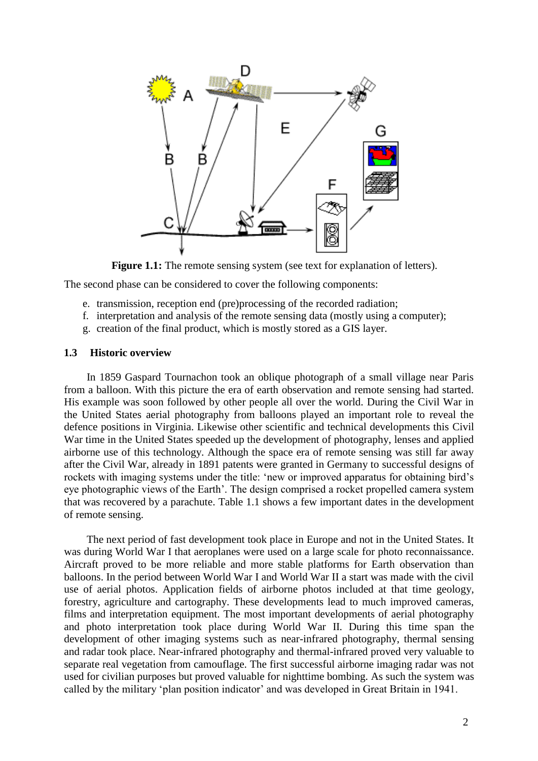**Figure 1.1:** The remote sensing system (see text for explanation of letters).

The second phase can be considered to cover the following components:

e. transmission, reception end (pre)processing of the recorded radiation;
f. interpretation and analysis of the remote sensing data (mostly using a computer);
g. creation of the final product, which is mostly stored as a GIS layer.

### 1.3 Historic overview

In 1859 Gaspard Tournachon took an oblique photograph of a small village near Paris from a balloon. With this picture the era of earth observation and remote sensing had started. His example was soon followed by other people all over the world. During the Civil War in the United States aerial photography from balloons played an important role to reveal the defence positions in Virginia. Likewise other scientific and technical developments this Civil War time in the United States speeded up the development of photography, lenses and applied airborne use of this technology. Although the space era of remote sensing was still far away after the Civil War, already in 1891 patents were granted in Germany to successful designs of rockets with imaging systems under the title: 'new or improved apparatus for obtaining bird's eye photographic views of the Earth'. The design comprised a rocket propelled camera system that was recovered by a parachute. Table 1.1 shows a few important dates in the development of remote sensing.

The next period of fast development took place in Europe and not in the United States. It was during World War I that aeroplanes were used on a large scale for photo reconnaissance. Aircraft proved to be more reliable and more stable platforms for Earth observation than balloons. In the period between World War I and World War II a start was made with the civil use of aerial photos. Application fields of airborne photos included at that time geology, forestry, agriculture and cartography. These developments lead to much improved cameras, films and interpretation equipment. The most important developments of aerial photography and photo interpretation took place during World War II. During this time span the development of other imaging systems such as near-infrared photography, thermal sensing and radar took place. Near-infrared photography and thermal-infrared proved very valuable to separate real vegetation from camouflage. The first successful airborne imaging radar was not used for civilian purposes but proved valuable for nighttime bombing. As such the system was called by the military 'plan position indicator' and was developed in Great Britain in 1941.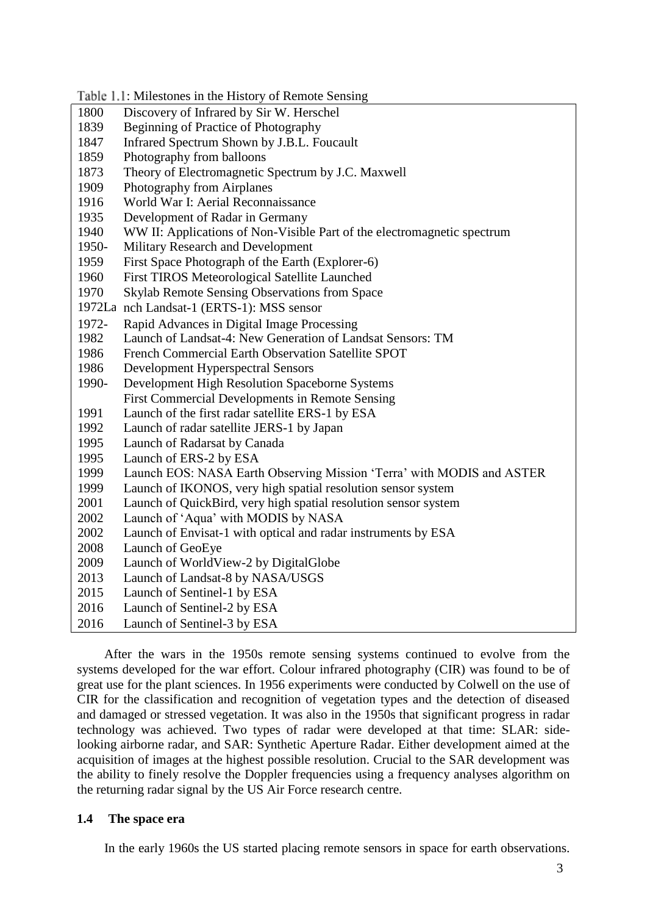Table 1.1: Milestones in the History of Remote Sensing

| Year | Milestone |
|---|---|
| 1800 | Discovery of Infrared by Sir W. Herschel |
| 1839 | Beginning of Practice of Photography |
| 1847 | Infrared Spectrum Shown by J.B.L. Foucault |
| 1859 | Photography from balloons |
| 1873 | Theory of Electromagnetic Spectrum by J.C. Maxwell |
| 1909 | Photography from Airplanes |
| 1916 | World War I: Aerial Reconnaissance |
| 1935 | Development of Radar in Germany |
| 1940 | WW II: Applications of Non-Visible Part of the electromagnetic spectrum |
| 1950- | Military Research and Development |
| 1959 | First Space Photograph of the Earth (Explorer-6) |
| 1960 | First TIROS Meteorological Satellite Launched |
| 1970 | Skylab Remote Sensing Observations from Space |
| 1972 | Launch Landsat-1 (ERTS-1): MSS sensor |
| 1972- | Rapid Advances in Digital Image Processing |
| 1982 | Launch of Landsat-4: New Generation of Landsat Sensors: TM |
| 1986 | French Commercial Earth Observation Satellite SPOT |
| 1986 | Development Hyperspectral Sensors |
| 1990- | Development High Resolution Spaceborne Systems |
| | First Commercial Developments in Remote Sensing |
| 1991 | Launch of the first radar satellite ERS-1 by ESA |
| 1992 | Launch of radar satellite JERS-1 by Japan |
| 1995 | Launch of Radarsat by Canada |
| 1995 | Launch of ERS-2 by ESA |
| 1999 | Launch EOS: NASA Earth Observing Mission 'Terra' with MODIS and ASTER |
| 1999 | Launch of IKONOS, very high spatial resolution sensor system |
| 2001 | Launch of QuickBird, very high spatial resolution sensor system |
| 2002 | Launch of 'Aqua' with MODIS by NASA |
| 2002 | Launch of Envisat-1 with optical and radar instruments by ESA |
| 2008 | Launch of GeoEye |
| 2009 | Launch of WorldView-2 by DigitalGlobe |
| 2013 | Launch of Landsat-8 by NASA/USGS |
| 2015 | Launch of Sentinel-1 by ESA |
| 2016 | Launch of Sentinel-2 by ESA |
| 2016 | Launch of Sentinel-3 by ESA |

After the wars in the 1950s remote sensing systems continued to evolve from the systems developed for the war effort. Colour infrared photography (CIR) was found to be of great use for the plant sciences. In 1956 experiments were conducted by Colwell on the use of CIR for the classification and recognition of vegetation types and the detection of diseased and damaged or stressed vegetation. It was also in the 1950s that significant progress in radar technology was achieved. Two types of radar were developed at that time: SLAR: side-looking airborne radar, and SAR: Synthetic Aperture Radar. Either development aimed at the acquisition of images at the highest possible resolution. Crucial to the SAR development was the ability to finely resolve the Doppler frequencies using a frequency analyses algorithm on the returning radar signal by the US Air Force research centre.

### 1.4 The space era

In the early 1960s the US started placing remote sensors in space for earth observations.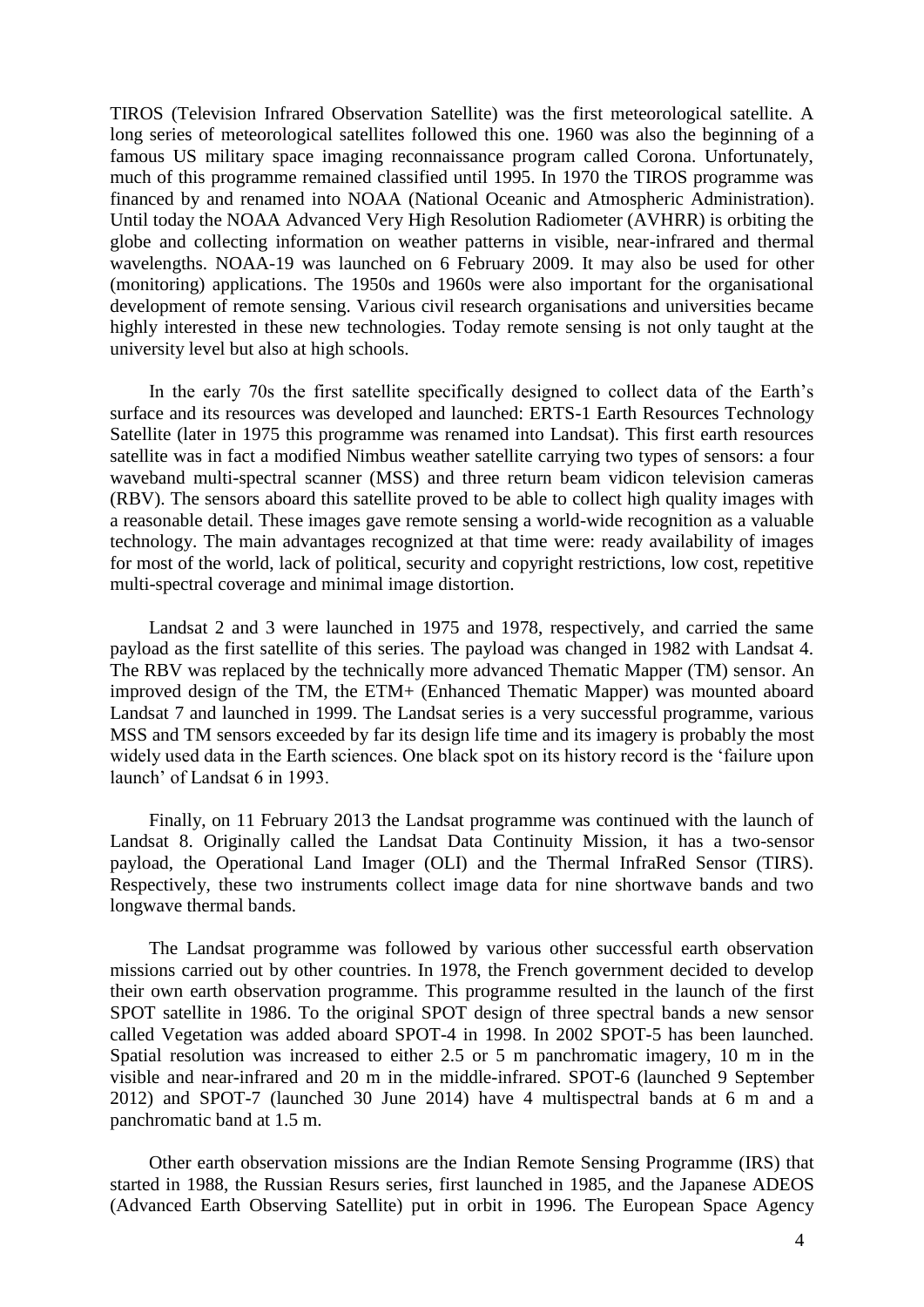TIROS (Television Infrared Observation Satellite) was the first meteorological satellite. A long series of meteorological satellites followed this one. 1960 was also the beginning of a famous US military space imaging reconnaissance program called Corona. Unfortunately, much of this programme remained classified until 1995. In 1970 the TIROS programme was financed by and renamed into NOAA (National Oceanic and Atmospheric Administration). Until today the NOAA Advanced Very High Resolution Radiometer (AVHRR) is orbiting the globe and collecting information on weather patterns in visible, near-infrared and thermal wavelengths. NOAA-19 was launched on 6 February 2009. It may also be used for other (monitoring) applications. The 1950s and 1960s were also important for the organisational development of remote sensing. Various civil research organisations and universities became highly interested in these new technologies. Today remote sensing is not only taught at the university level but also at high schools.

In the early 70s the first satellite specifically designed to collect data of the Earth's surface and its resources was developed and launched: ERTS-1 Earth Resources Technology Satellite (later in 1975 this programme was renamed into Landsat). This first earth resources satellite was in fact a modified Nimbus weather satellite carrying two types of sensors: a four waveband multi-spectral scanner (MSS) and three return beam vidicon television cameras (RBV). The sensors aboard this satellite proved to be able to collect high quality images with a reasonable detail. These images gave remote sensing a world-wide recognition as a valuable technology. The main advantages recognized at that time were: ready availability of images for most of the world, lack of political, security and copyright restrictions, low cost, repetitive multi-spectral coverage and minimal image distortion.

Landsat 2 and 3 were launched in 1975 and 1978, respectively, and carried the same payload as the first satellite of this series. The payload was changed in 1982 with Landsat 4. The RBV was replaced by the technically more advanced Thematic Mapper (TM) sensor. An improved design of the TM, the ETM+ (Enhanced Thematic Mapper) was mounted aboard Landsat 7 and launched in 1999. The Landsat series is a very successful programme, various MSS and TM sensors exceeded by far its design life time and its imagery is probably the most widely used data in the Earth sciences. One black spot on its history record is the 'failure upon launch' of Landsat 6 in 1993.

Finally, on 11 February 2013 the Landsat programme was continued with the launch of Landsat 8. Originally called the Landsat Data Continuity Mission, it has a two-sensor payload, the Operational Land Imager (OLI) and the Thermal InfraRed Sensor (TIRS). Respectively, these two instruments collect image data for nine shortwave bands and two longwave thermal bands.

The Landsat programme was followed by various other successful earth observation missions carried out by other countries. In 1978, the French government decided to develop their own earth observation programme. This programme resulted in the launch of the first SPOT satellite in 1986. To the original SPOT design of three spectral bands a new sensor called Vegetation was added aboard SPOT-4 in 1998. In 2002 SPOT-5 has been launched. Spatial resolution was increased to either 2.5 or 5 m panchromatic imagery, 10 m in the visible and near-infrared and 20 m in the middle-infrared. SPOT-6 (launched 9 September 2012) and SPOT-7 (launched 30 June 2014) have 4 multispectral bands at 6 m and a panchromatic band at 1.5 m.

Other earth observation missions are the Indian Remote Sensing Programme (IRS) that started in 1988, the Russian Resurs series, first launched in 1985, and the Japanese ADEOS (Advanced Earth Observing Satellite) put in orbit in 1996. The European Space Agency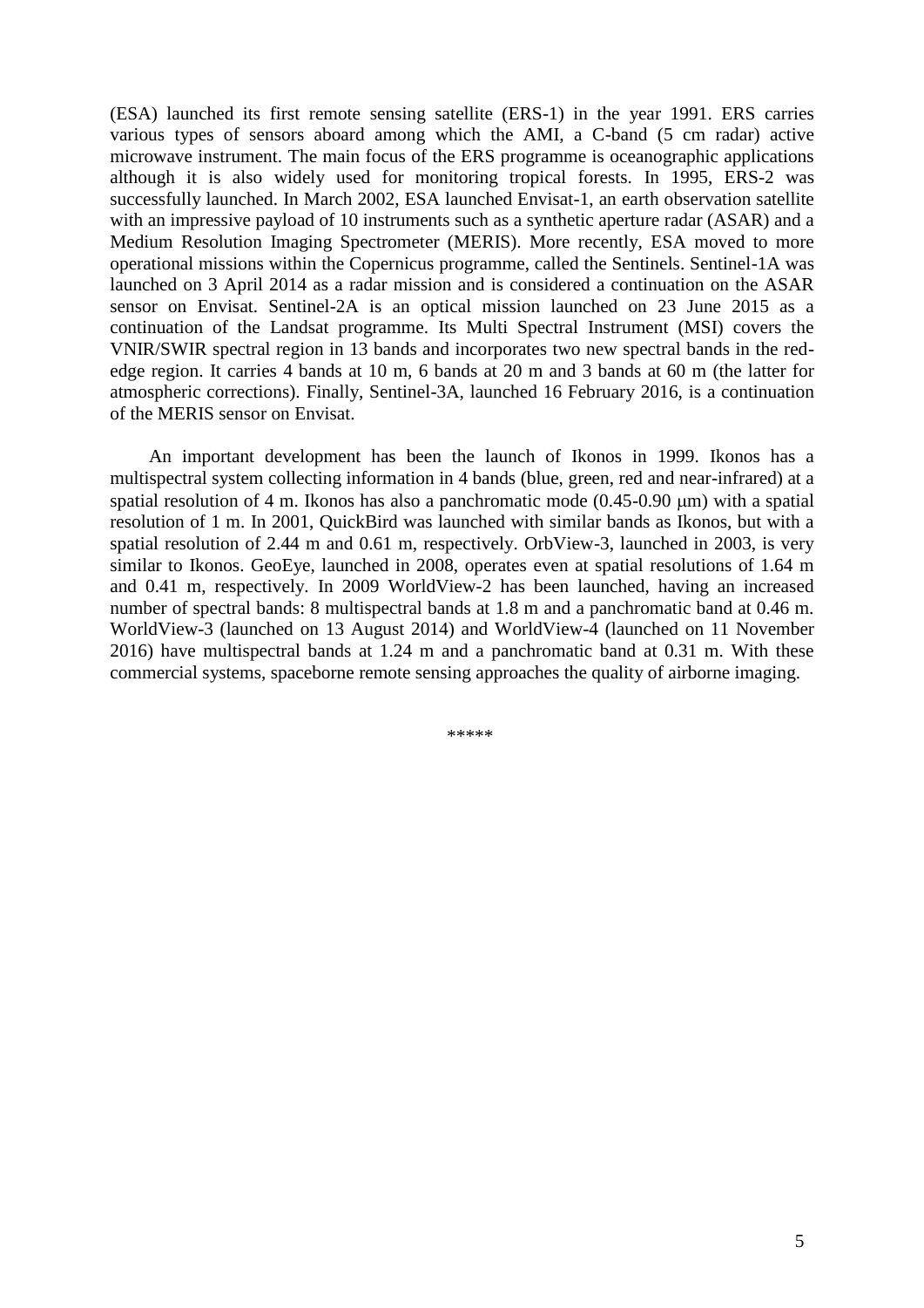(ESA) launched its first remote sensing satellite (ERS-1) in the year 1991. ERS carries various types of sensors aboard among which the AMI, a C-band (5 cm radar) active microwave instrument. The main focus of the ERS programme is oceanographic applications although it is also widely used for monitoring tropical forests. In 1995, ERS-2 was successfully launched. In March 2002, ESA launched Envisat-1, an earth observation satellite with an impressive payload of 10 instruments such as a synthetic aperture radar (ASAR) and a Medium Resolution Imaging Spectrometer (MERIS). More recently, ESA moved to more operational missions within the Copernicus programme, called the Sentinels. Sentinel-1A was launched on 3 April 2014 as a radar mission and is considered a continuation on the ASAR sensor on Envisat. Sentinel-2A is an optical mission launched on 23 June 2015 as a continuation of the Landsat programme. Its Multi Spectral Instrument (MSI) covers the VNIR/SWIR spectral region in 13 bands and incorporates two new spectral bands in the red-edge region. It carries 4 bands at 10 m, 6 bands at 20 m and 3 bands at 60 m (the latter for atmospheric corrections). Finally, Sentinel-3A, launched 16 February 2016, is a continuation of the MERIS sensor on Envisat.

An important development has been the launch of Ikonos in 1999. Ikonos has a multispectral system collecting information in 4 bands (blue, green, red and near-infrared) at a spatial resolution of 4 m. Ikonos has also a panchromatic mode (0.45-0.90 μm) with a spatial resolution of 1 m. In 2001, QuickBird was launched with similar bands as Ikonos, but with a spatial resolution of 2.44 m and 0.61 m, respectively. OrbView-3, launched in 2003, is very similar to Ikonos. GeoEye, launched in 2008, operates even at spatial resolutions of 1.64 m and 0.41 m, respectively. In 2009 WorldView-2 has been launched, having an increased number of spectral bands: 8 multispectral bands at 1.8 m and a panchromatic band at 0.46 m. WorldView-3 (launched on 13 August 2014) and WorldView-4 (launched on 11 November 2016) have multispectral bands at 1.24 m and a panchromatic band at 0.31 m. With these commercial systems, spaceborne remote sensing approaches the quality of airborne imaging.

*****